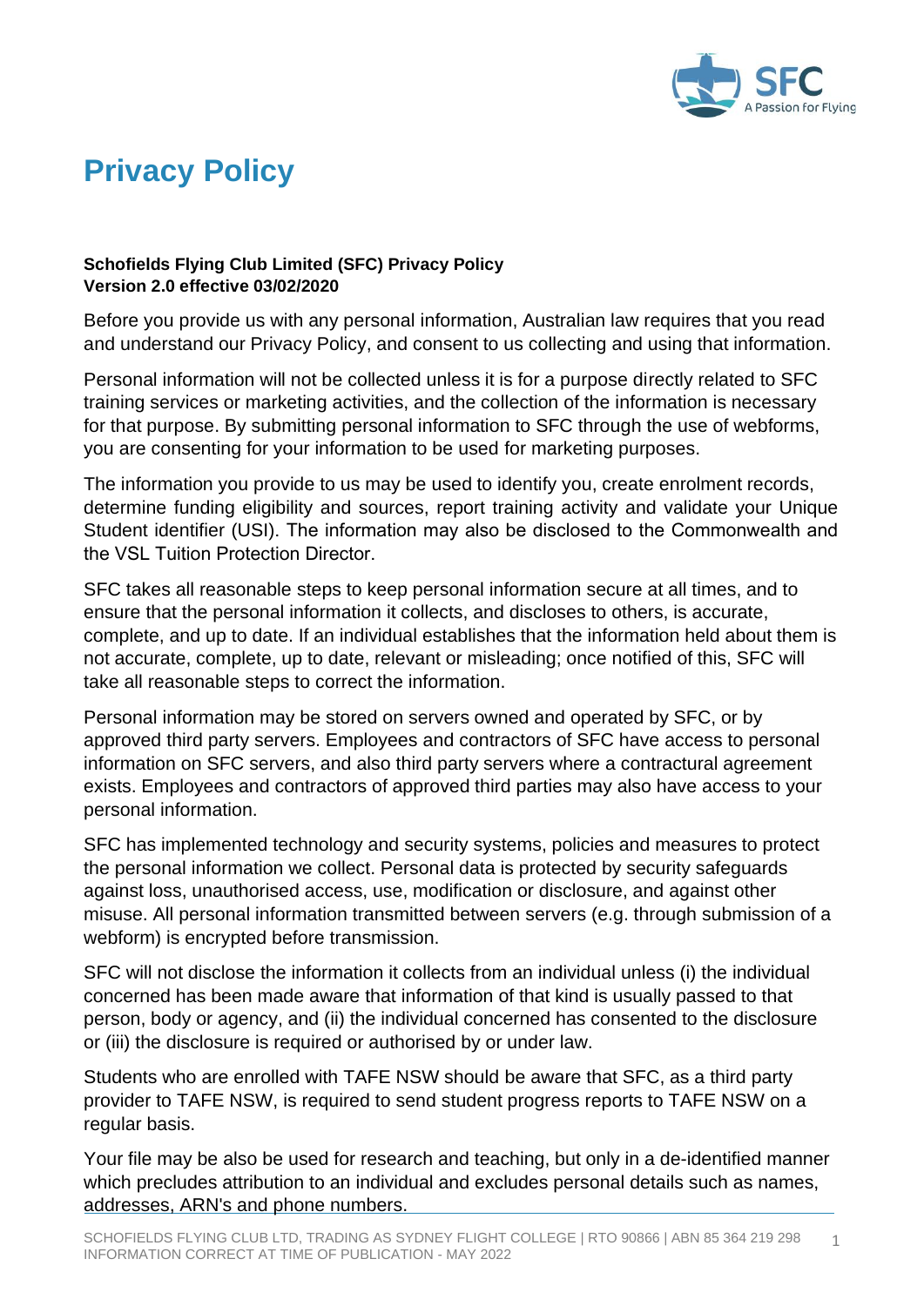# Privacy Policy

**Schofields Flying Club Limited (SFC) Privacy Policy**
**Version 2.0 effective 03/02/2020**

Before you provide us with any personal information, Australian law requires that you read and understand our Privacy Policy, and consent to us collecting and using that information.

Personal information will not be collected unless it is for a purpose directly related to SFC training services or marketing activities, and the collection of the information is necessary for that purpose. By submitting personal information to SFC through the use of webforms, you are consenting for your information to be used for marketing purposes.

The information you provide to us may be used to identify you, create enrolment records, determine funding eligibility and sources, report training activity and validate your Unique Student identifier (USI). The information may also be disclosed to the Commonwealth and the VSL Tuition Protection Director.

SFC takes all reasonable steps to keep personal information secure at all times, and to ensure that the personal information it collects, and discloses to others, is accurate, complete, and up to date. If an individual establishes that the information held about them is not accurate, complete, up to date, relevant or misleading; once notified of this, SFC will take all reasonable steps to correct the information.

Personal information may be stored on servers owned and operated by SFC, or by approved third party servers. Employees and contractors of SFC have access to personal information on SFC servers, and also third party servers where a contractural agreement exists. Employees and contractors of approved third parties may also have access to your personal information.

SFC has implemented technology and security systems, policies and measures to protect the personal information we collect. Personal data is protected by security safeguards against loss, unauthorised access, use, modification or disclosure, and against other misuse. All personal information transmitted between servers (e.g. through submission of a webform) is encrypted before transmission.

SFC will not disclose the information it collects from an individual unless (i) the individual concerned has been made aware that information of that kind is usually passed to that person, body or agency, and (ii) the individual concerned has consented to the disclosure or (iii) the disclosure is required or authorised by or under law.

Students who are enrolled with TAFE NSW should be aware that SFC, as a third party provider to TAFE NSW, is required to send student progress reports to TAFE NSW on a regular basis.

Your file may be also be used for research and teaching, but only in a de-identified manner which precludes attribution to an individual and excludes personal details such as names, addresses, ARN's and phone numbers.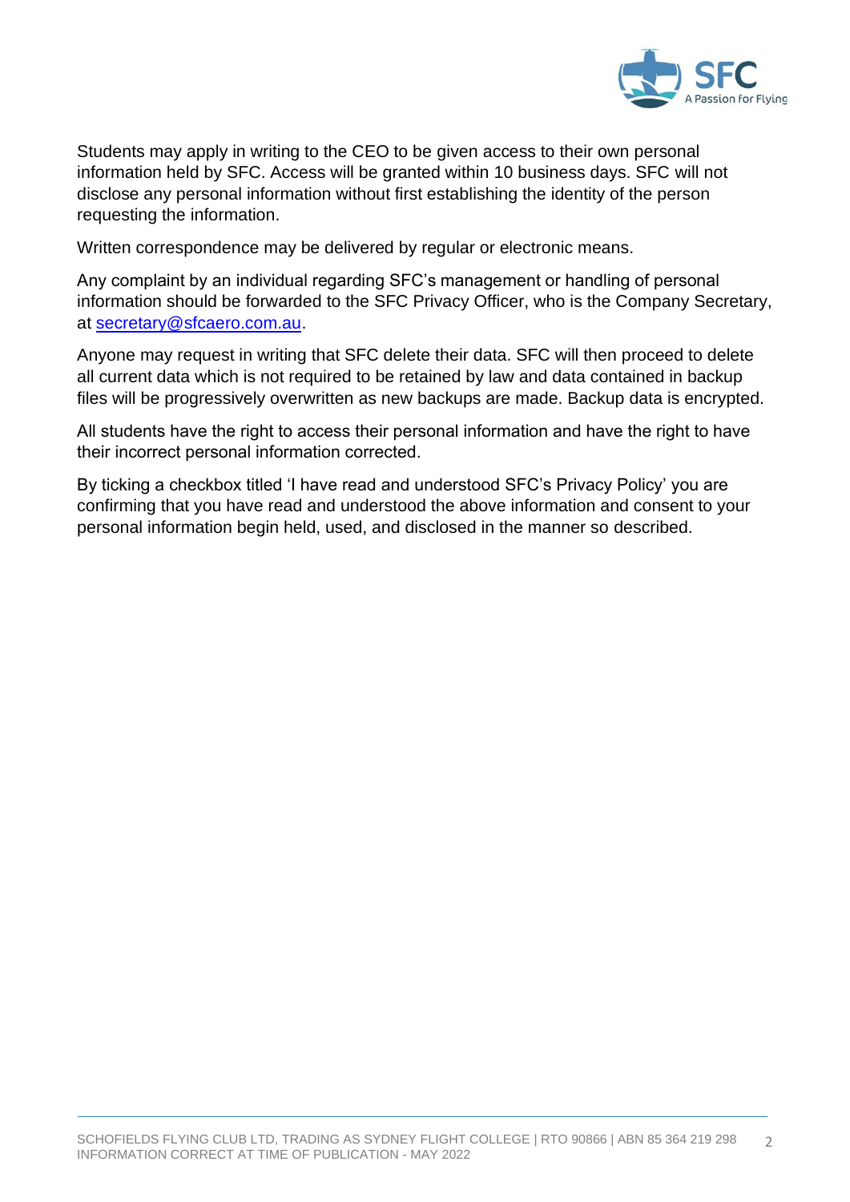Students may apply in writing to the CEO to be given access to their own personal information held by SFC. Access will be granted within 10 business days. SFC will not disclose any personal information without first establishing the identity of the person requesting the information.

Written correspondence may be delivered by regular or electronic means.

Any complaint by an individual regarding SFC's management or handling of personal information should be forwarded to the SFC Privacy Officer, who is the Company Secretary, at secretary@sfcaero.com.au.

Anyone may request in writing that SFC delete their data. SFC will then proceed to delete all current data which is not required to be retained by law and data contained in backup files will be progressively overwritten as new backups are made. Backup data is encrypted.

All students have the right to access their personal information and have the right to have their incorrect personal information corrected.

By ticking a checkbox titled 'I have read and understood SFC's Privacy Policy' you are confirming that you have read and understood the above information and consent to your personal information begin held, used, and disclosed in the manner so described.